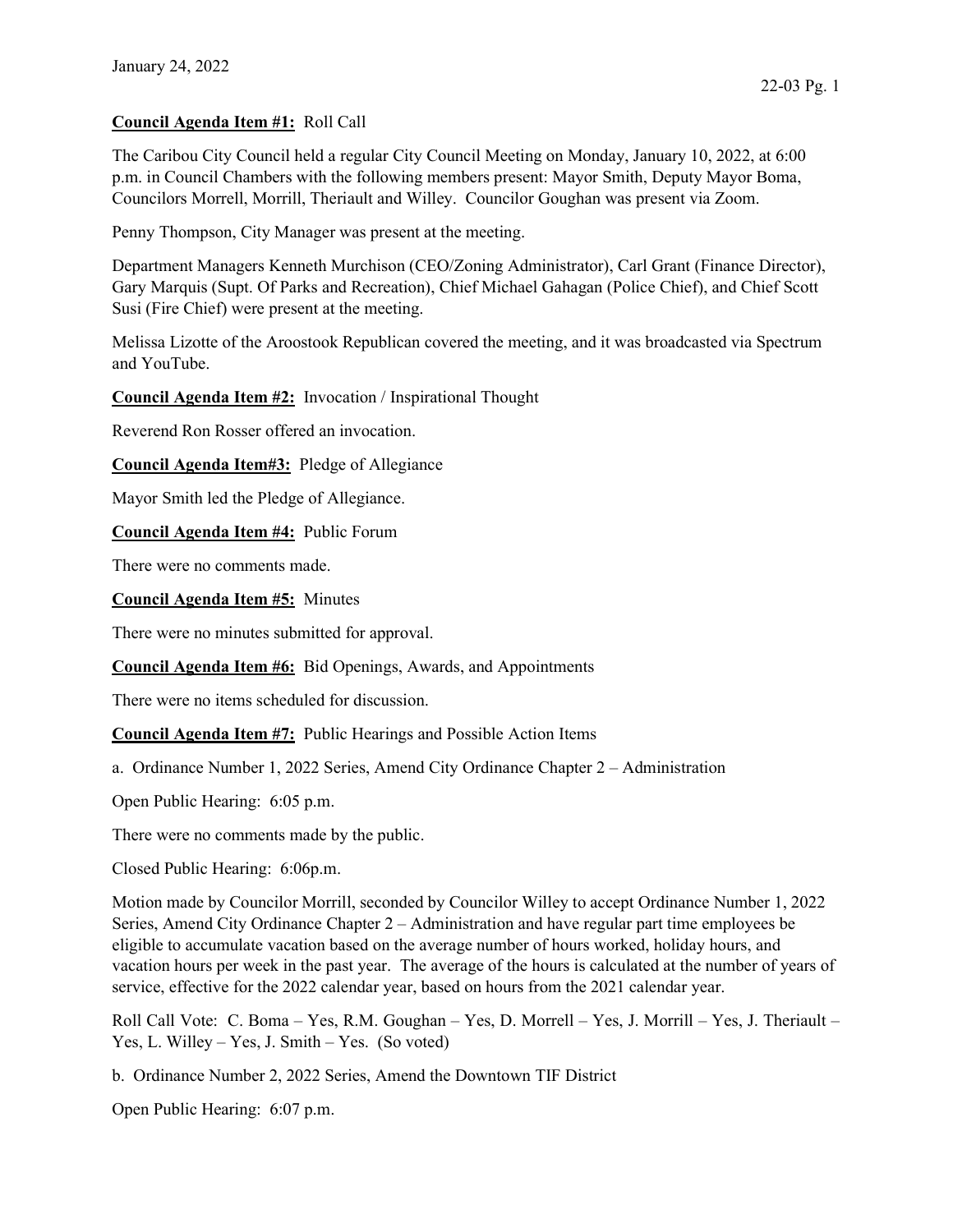January 24, 2022

**Council Agenda Item #1:** Roll Call

The Caribou City Council held a regular City Council Meeting on Monday, January 10, 2022, at 6:00 p.m. in Council Chambers with the following members present: Mayor Smith, Deputy Mayor Boma, Councilors Morrell, Morrill, Theriault and Willey. Councilor Goughan was present via Zoom.

Penny Thompson, City Manager was present at the meeting.

Department Managers Kenneth Murchison (CEO/Zoning Administrator), Carl Grant (Finance Director), Gary Marquis (Supt. Of Parks and Recreation), Chief Michael Gahagan (Police Chief), and Chief Scott Susi (Fire Chief) were present at the meeting.

Melissa Lizotte of the Aroostook Republican covered the meeting, and it was broadcasted via Spectrum and YouTube.

**Council Agenda Item #2:** Invocation / Inspirational Thought

Reverend Ron Rosser offered an invocation.

**Council Agenda Item#3:** Pledge of Allegiance

Mayor Smith led the Pledge of Allegiance.

**Council Agenda Item #4:** Public Forum

There were no comments made.

**Council Agenda Item #5:** Minutes

There were no minutes submitted for approval.

**Council Agenda Item #6:** Bid Openings, Awards, and Appointments

There were no items scheduled for discussion.

**Council Agenda Item #7:** Public Hearings and Possible Action Items

a. Ordinance Number 1, 2022 Series, Amend City Ordinance Chapter 2 – Administration

Open Public Hearing: 6:05 p.m.

There were no comments made by the public.

Closed Public Hearing: 6:06p.m.

Motion made by Councilor Morrill, seconded by Councilor Willey to accept Ordinance Number 1, 2022 Series, Amend City Ordinance Chapter 2 – Administration and have regular part time employees be eligible to accumulate vacation based on the average number of hours worked, holiday hours, and vacation hours per week in the past year. The average of the hours is calculated at the number of years of service, effective for the 2022 calendar year, based on hours from the 2021 calendar year.

Roll Call Vote: C. Boma – Yes, R.M. Goughan – Yes, D. Morrell – Yes, J. Morrill – Yes, J. Theriault – Yes, L. Willey – Yes, J. Smith – Yes. (So voted)

b. Ordinance Number 2, 2022 Series, Amend the Downtown TIF District

Open Public Hearing: 6:07 p.m.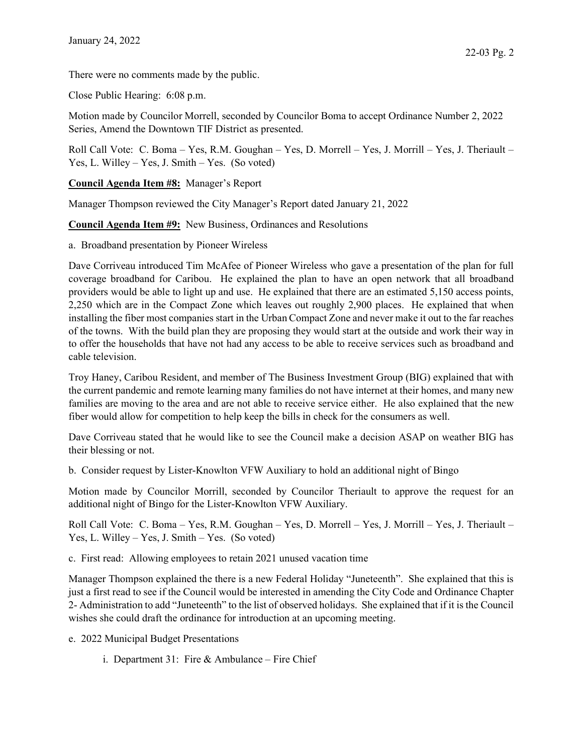There were no comments made by the public.

Close Public Hearing: 6:08 p.m.

Motion made by Councilor Morrell, seconded by Councilor Boma to accept Ordinance Number 2, 2022 Series, Amend the Downtown TIF District as presented.

Roll Call Vote: C. Boma – Yes, R.M. Goughan – Yes, D. Morrell – Yes, J. Morrill – Yes, J. Theriault – Yes, L. Willey – Yes, J. Smith – Yes. (So voted)

**Council Agenda Item #8:** Manager's Report

Manager Thompson reviewed the City Manager's Report dated January 21, 2022

**Council Agenda Item #9:** New Business, Ordinances and Resolutions

a. Broadband presentation by Pioneer Wireless

Dave Corriveau introduced Tim McAfee of Pioneer Wireless who gave a presentation of the plan for full coverage broadband for Caribou. He explained the plan to have an open network that all broadband providers would be able to light up and use. He explained that there are an estimated 5,150 access points, 2,250 which are in the Compact Zone which leaves out roughly 2,900 places. He explained that when installing the fiber most companies start in the Urban Compact Zone and never make it out to the far reaches of the towns. With the build plan they are proposing they would start at the outside and work their way in to offer the households that have not had any access to be able to receive services such as broadband and cable television.

Troy Haney, Caribou Resident, and member of The Business Investment Group (BIG) explained that with the current pandemic and remote learning many families do not have internet at their homes, and many new families are moving to the area and are not able to receive service either. He also explained that the new fiber would allow for competition to help keep the bills in check for the consumers as well.

Dave Corriveau stated that he would like to see the Council make a decision ASAP on weather BIG has their blessing or not.

b. Consider request by Lister-Knowlton VFW Auxiliary to hold an additional night of Bingo

Motion made by Councilor Morrill, seconded by Councilor Theriault to approve the request for an additional night of Bingo for the Lister-Knowlton VFW Auxiliary.

Roll Call Vote: C. Boma – Yes, R.M. Goughan – Yes, D. Morrell – Yes, J. Morrill – Yes, J. Theriault – Yes, L. Willey – Yes, J. Smith – Yes. (So voted)

c. First read: Allowing employees to retain 2021 unused vacation time

Manager Thompson explained the there is a new Federal Holiday "Juneteenth". She explained that this is just a first read to see if the Council would be interested in amending the City Code and Ordinance Chapter 2- Administration to add "Juneteenth" to the list of observed holidays. She explained that if it is the Council wishes she could draft the ordinance for introduction at an upcoming meeting.

e. 2022 Municipal Budget Presentations

   i. Department 31: Fire & Ambulance – Fire Chief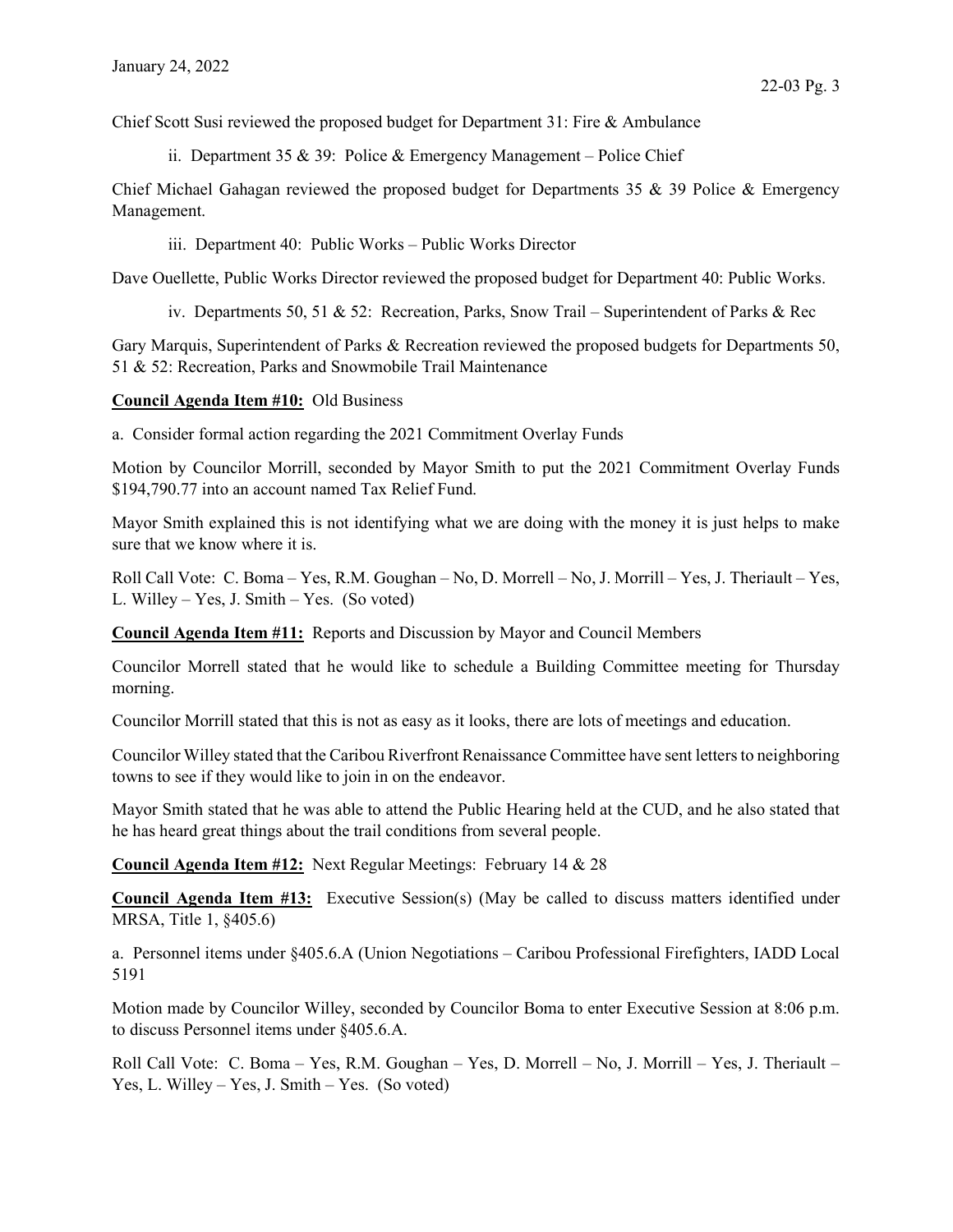Chief Scott Susi reviewed the proposed budget for Department 31: Fire & Ambulance

ii. Department 35 & 39: Police & Emergency Management – Police Chief

Chief Michael Gahagan reviewed the proposed budget for Departments 35 & 39 Police & Emergency Management.

iii. Department 40: Public Works – Public Works Director

Dave Ouellette, Public Works Director reviewed the proposed budget for Department 40: Public Works.

iv. Departments 50, 51 & 52: Recreation, Parks, Snow Trail – Superintendent of Parks & Rec

Gary Marquis, Superintendent of Parks & Recreation reviewed the proposed budgets for Departments 50, 51 & 52: Recreation, Parks and Snowmobile Trail Maintenance

**Council Agenda Item #10:** Old Business

a. Consider formal action regarding the 2021 Commitment Overlay Funds

Motion by Councilor Morrill, seconded by Mayor Smith to put the 2021 Commitment Overlay Funds $194,790.77 into an account named Tax Relief Fund.

Mayor Smith explained this is not identifying what we are doing with the money it is just helps to make sure that we know where it is.

Roll Call Vote: C. Boma – Yes, R.M. Goughan – No, D. Morrell – No, J. Morrill – Yes, J. Theriault – Yes, L. Willey – Yes, J. Smith – Yes. (So voted)

**Council Agenda Item #11:** Reports and Discussion by Mayor and Council Members

Councilor Morrell stated that he would like to schedule a Building Committee meeting for Thursday morning.

Councilor Morrill stated that this is not as easy as it looks, there are lots of meetings and education.

Councilor Willey stated that the Caribou Riverfront Renaissance Committee have sent letters to neighboring towns to see if they would like to join in on the endeavor.

Mayor Smith stated that he was able to attend the Public Hearing held at the CUD, and he also stated that he has heard great things about the trail conditions from several people.

**Council Agenda Item #12:** Next Regular Meetings: February 14 & 28

**Council Agenda Item #13:** Executive Session(s) (May be called to discuss matters identified under MRSA, Title 1, §405.6)

a. Personnel items under §405.6.A (Union Negotiations – Caribou Professional Firefighters, IADD Local 5191

Motion made by Councilor Willey, seconded by Councilor Boma to enter Executive Session at 8:06 p.m. to discuss Personnel items under §405.6.A.

Roll Call Vote: C. Boma – Yes, R.M. Goughan – Yes, D. Morrell – No, J. Morrill – Yes, J. Theriault – Yes, L. Willey – Yes, J. Smith – Yes. (So voted)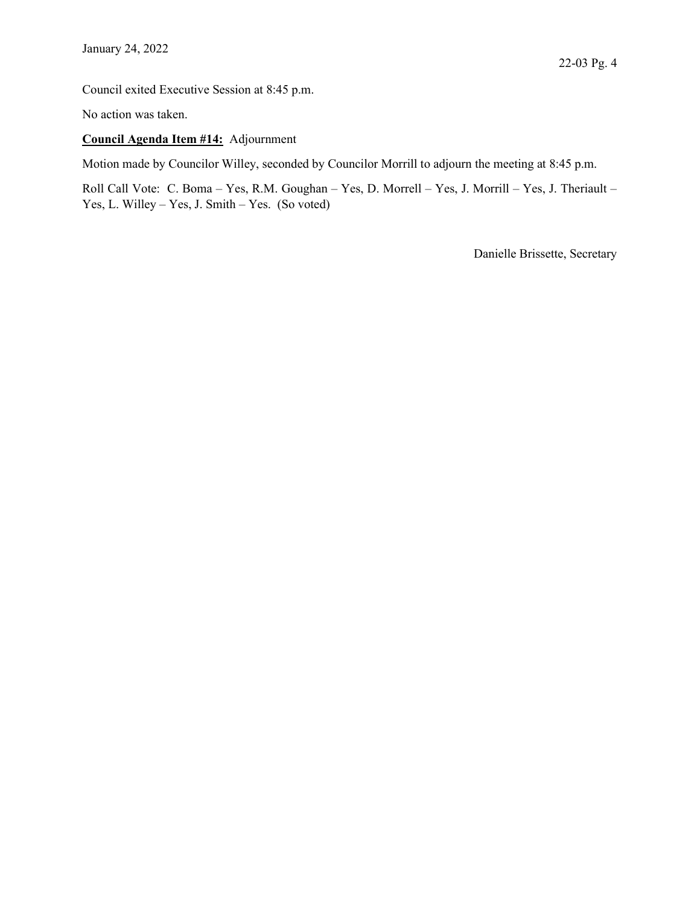Council exited Executive Session at 8:45 p.m.

No action was taken.

**Council Agenda Item #14:** Adjournment

Motion made by Councilor Willey, seconded by Councilor Morrill to adjourn the meeting at 8:45 p.m.

Roll Call Vote: C. Boma – Yes, R.M. Goughan – Yes, D. Morrell – Yes, J. Morrill – Yes, J. Theriault – Yes, L. Willey – Yes, J. Smith – Yes. (So voted)

Danielle Brissette, Secretary